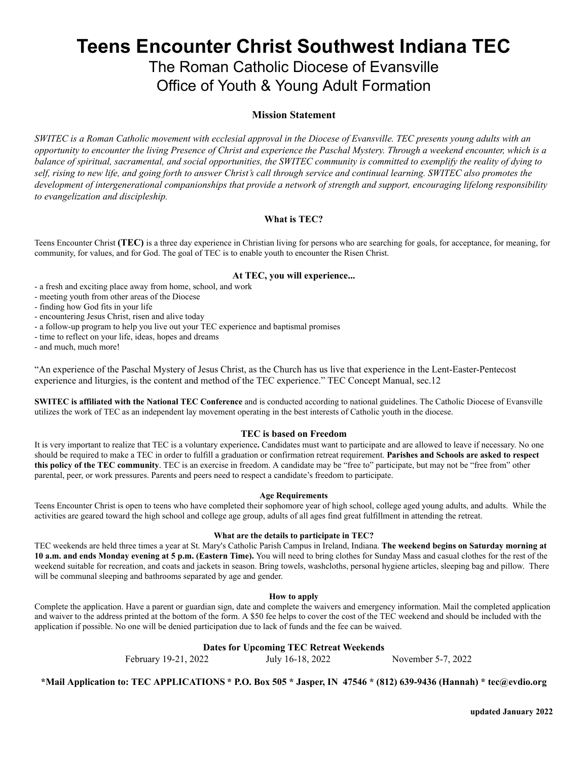# Teens Encounter Christ Southwest Indiana TEC

## The Roman Catholic Diocese of Evansville
## Office of Youth & Young Adult Formation

### Mission Statement

*SWITEC is a Roman Catholic movement with ecclesial approval in the Diocese of Evansville. TEC presents young adults with an opportunity to encounter the living Presence of Christ and experience the Paschal Mystery. Through a weekend encounter, which is a balance of spiritual, sacramental, and social opportunities, the SWITEC community is committed to exemplify the reality of dying to self, rising to new life, and going forth to answer Christ's call through service and continual learning. SWITEC also promotes the development of intergenerational companionships that provide a network of strength and support, encouraging lifelong responsibility to evangelization and discipleship.*

### What is TEC?

Teens Encounter Christ **(TEC)** is a three day experience in Christian living for persons who are searching for goals, for acceptance, for meaning, for community, for values, and for God. The goal of TEC is to enable youth to encounter the Risen Christ.

### At TEC, you will experience...

- a fresh and exciting place away from home, school, and work
- meeting youth from other areas of the Diocese
- finding how God fits in your life
- encountering Jesus Christ, risen and alive today
- a follow-up program to help you live out your TEC experience and baptismal promises
- time to reflect on your life, ideas, hopes and dreams
- and much, much more!

"An experience of the Paschal Mystery of Jesus Christ, as the Church has us live that experience in the Lent-Easter-Pentecost experience and liturgies, is the content and method of the TEC experience." TEC Concept Manual, sec.12

**SWITEC is affiliated with the National TEC Conference** and is conducted according to national guidelines. The Catholic Diocese of Evansville utilizes the work of TEC as an independent lay movement operating in the best interests of Catholic youth in the diocese.

### TEC is based on Freedom

It is very important to realize that TEC is a voluntary experience**.** Candidates must want to participate and are allowed to leave if necessary. No one should be required to make a TEC in order to fulfill a graduation or confirmation retreat requirement. **Parishes and Schools are asked to respect this policy of the TEC community**. TEC is an exercise in freedom. A candidate may be "free to" participate, but may not be "free from" other parental, peer, or work pressures. Parents and peers need to respect a candidate's freedom to participate.

#### Age Requirements

Teens Encounter Christ is open to teens who have completed their sophomore year of high school, college aged young adults, and adults. While the activities are geared toward the high school and college age group, adults of all ages find great fulfillment in attending the retreat.

#### What are the details to participate in TEC?

TEC weekends are held three times a year at St. Mary's Catholic Parish Campus in Ireland, Indiana. **The weekend begins on Saturday morning at 10 a.m. and ends Monday evening at 5 p.m. (Eastern Time).** You will need to bring clothes for Sunday Mass and casual clothes for the rest of the weekend suitable for recreation, and coats and jackets in season. Bring towels, washcloths, personal hygiene articles, sleeping bag and pillow. There will be communal sleeping and bathrooms separated by age and gender.

#### How to apply

Complete the application. Have a parent or guardian sign, date and complete the waivers and emergency information. Mail the completed application and waiver to the address printed at the bottom of the form. A $50 fee helps to cover the cost of the TEC weekend and should be included with the application if possible. No one will be denied participation due to lack of funds and the fee can be waived.

### Dates for Upcoming TEC Retreat Weekends

February 19-21, 2022 &nbsp;&nbsp;&nbsp;&nbsp; July 16-18, 2022 &nbsp;&nbsp;&nbsp;&nbsp; November 5-7, 2022

**\*Mail Application to: TEC APPLICATIONS * P.O. Box 505 * Jasper, IN 47546 * (812) 639-9436 (Hannah) * tec@evdio.org**

**updated January 2022**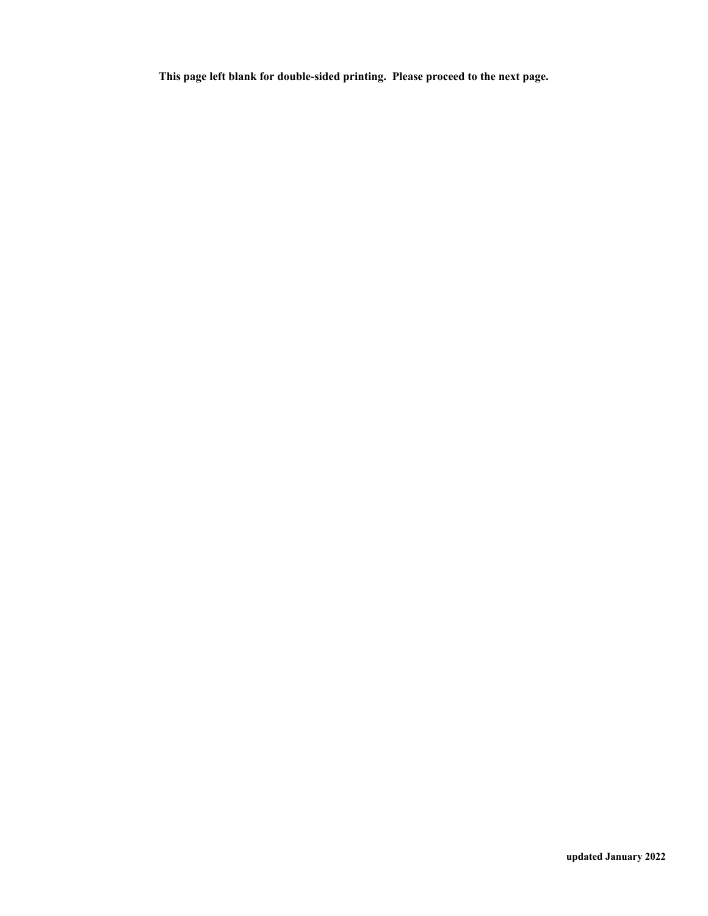**This page left blank for double-sided printing. Please proceed to the next page.**

**updated January 2022**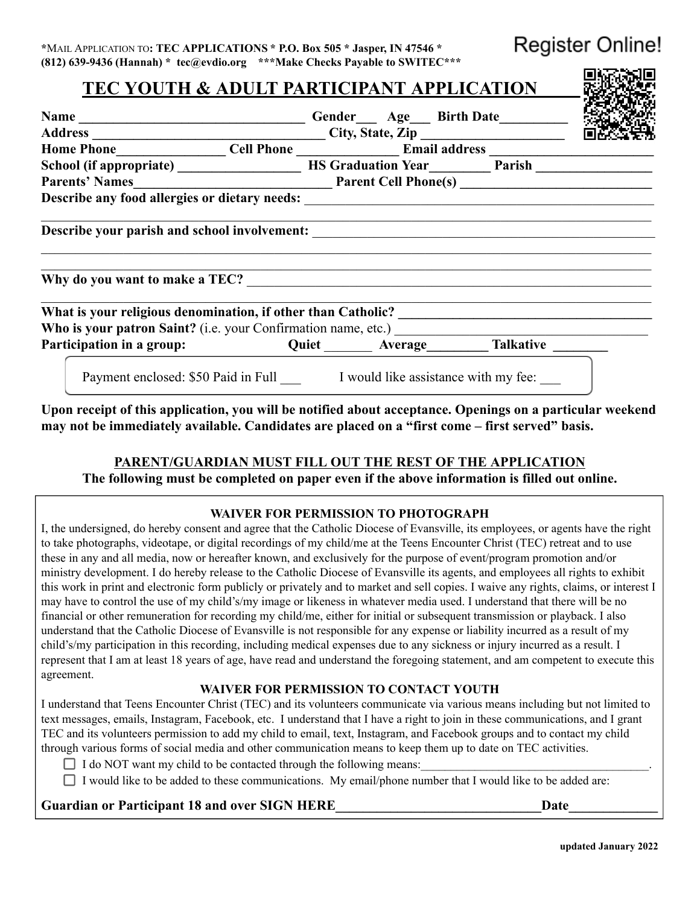*MAIL APPLICATION TO: **TEC APPLICATIONS * P.O. Box 505 * Jasper, IN 47546 *** **(812) 639-9436 (Hannah) * tec@evdio.org \*\*\*Make Checks Payable to SWITEC\*\*\***

Register Online!

# TEC YOUTH & ADULT PARTICIPANT APPLICATION

**Name** ________________________________ **Gender**___ **Age**___ **Birth Date**_________

**Address** ________________________________ **City, State, Zip** ____________________

**Home Phone**_______________ **Cell Phone** ______________ **Email address** _______________________

**School (if appropriate)** __________________ **HS Graduation Year**_________ **Parish** ________________

**Parents' Names**____________________________ **Parent Cell Phone(s)** __________________________

**Describe any food allergies or dietary needs:** ______________________________________________

______________________________________________________________________________

**Describe your parish and school involvement:** ______________________________________________

______________________________________________________________________________

______________________________________________________________________________

**Why do you want to make a TEC?** ______________________________________________________

______________________________________________________________________________

**What is your religious denomination, if other than Catholic?** ___________________________________

**Who is your patron Saint?** (i.e. your Confirmation name, etc.) __________________________________

**Participation in a group:** **Quiet** _______ **Average**________ **Talkative** ________

Payment enclosed: $50 Paid in Full ___ I would like assistance with my fee: ___

**Upon receipt of this application, you will be notified about acceptance. Openings on a particular weekend may not be immediately available. Candidates are placed on a "first come – first served" basis.**

## PARENT/GUARDIAN MUST FILL OUT THE REST OF THE APPLICATION

**The following must be completed on paper even if the above information is filled out online.**

### WAIVER FOR PERMISSION TO PHOTOGRAPH

I, the undersigned, do hereby consent and agree that the Catholic Diocese of Evansville, its employees, or agents have the right to take photographs, videotape, or digital recordings of my child/me at the Teens Encounter Christ (TEC) retreat and to use these in any and all media, now or hereafter known, and exclusively for the purpose of event/program promotion and/or ministry development. I do hereby release to the Catholic Diocese of Evansville its agents, and employees all rights to exhibit this work in print and electronic form publicly or privately and to market and sell copies. I waive any rights, claims, or interest I may have to control the use of my child's/my image or likeness in whatever media used. I understand that there will be no financial or other remuneration for recording my child/me, either for initial or subsequent transmission or playback. I also understand that the Catholic Diocese of Evansville is not responsible for any expense or liability incurred as a result of my child's/my participation in this recording, including medical expenses due to any sickness or injury incurred as a result. I represent that I am at least 18 years of age, have read and understand the foregoing statement, and am competent to execute this agreement.

### WAIVER FOR PERMISSION TO CONTACT YOUTH

I understand that Teens Encounter Christ (TEC) and its volunteers communicate via various means including but not limited to text messages, emails, Instagram, Facebook, etc. I understand that I have a right to join in these communications, and I grant TEC and its volunteers permission to add my child to email, text, Instagram, and Facebook groups and to contact my child through various forms of social media and other communication means to keep them up to date on TEC activities.

- ☐ I do NOT want my child to be contacted through the following means:______________________________________.
- ☐ I would like to be added to these communications. My email/phone number that I would like to be added are:

**Guardian or Participant 18 and over SIGN HERE**______________________________**Date**____________

updated January 2022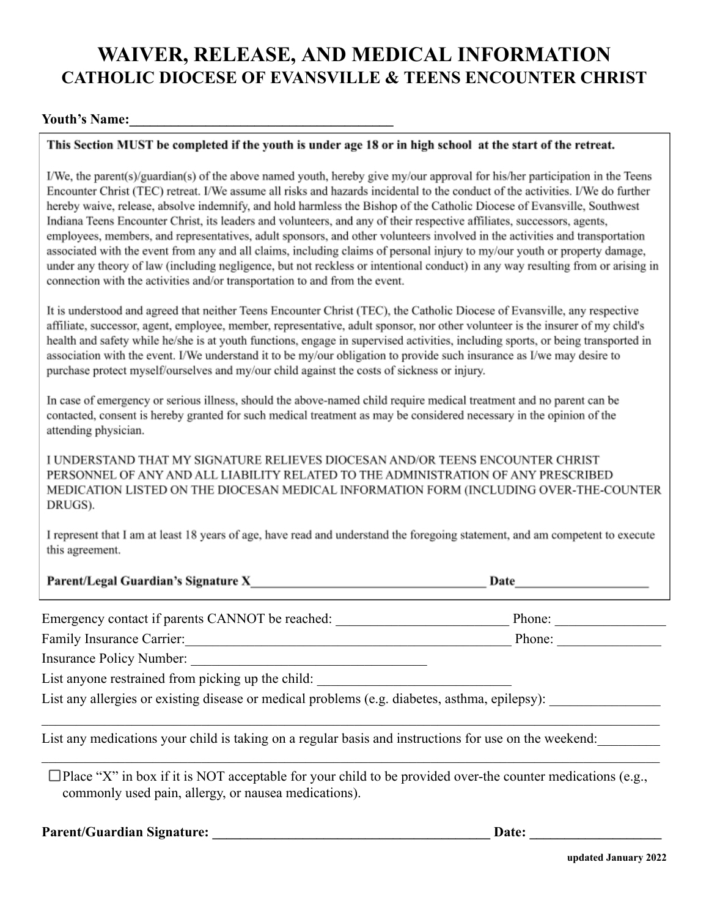# WAIVER, RELEASE, AND MEDICAL INFORMATION
## CATHOLIC DIOCESE OF EVANSVILLE & TEENS ENCOUNTER CHRIST

**Youth's Name:______________________________________**

**This Section MUST be completed if the youth is under age 18 or in high school at the start of the retreat.**

I/We, the parent(s)/guardian(s) of the above named youth, hereby give my/our approval for his/her participation in the Teens Encounter Christ (TEC) retreat. I/We assume all risks and hazards incidental to the conduct of the activities. I/We do further hereby waive, release, absolve indemnify, and hold harmless the Bishop of the Catholic Diocese of Evansville, Southwest Indiana Teens Encounter Christ, its leaders and volunteers, and any of their respective affiliates, successors, agents, employees, members, and representatives, adult sponsors, and other volunteers involved in the activities and transportation associated with the event from any and all claims, including claims of personal injury to my/our youth or property damage, under any theory of law (including negligence, but not reckless or intentional conduct) in any way resulting from or arising in connection with the activities and/or transportation to and from the event.

It is understood and agreed that neither Teens Encounter Christ (TEC), the Catholic Diocese of Evansville, any respective affiliate, successor, agent, employee, member, representative, adult sponsor, nor other volunteer is the insurer of my child's health and safety while he/she is at youth functions, engage in supervised activities, including sports, or being transported in association with the event. I/We understand it to be my/our obligation to provide such insurance as I/we may desire to purchase protect myself/ourselves and my/our child against the costs of sickness or injury.

In case of emergency or serious illness, should the above-named child require medical treatment and no parent can be contacted, consent is hereby granted for such medical treatment as may be considered necessary in the opinion of the attending physician.

I UNDERSTAND THAT MY SIGNATURE RELIEVES DIOCESAN AND/OR TEENS ENCOUNTER CHRIST PERSONNEL OF ANY AND ALL LIABILITY RELATED TO THE ADMINISTRATION OF ANY PRESCRIBED MEDICATION LISTED ON THE DIOCESAN MEDICAL INFORMATION FORM (INCLUDING OVER-THE-COUNTER DRUGS).

I represent that I am at least 18 years of age, have read and understand the foregoing statement, and am competent to execute this agreement.

**Parent/Legal Guardian's Signature X_____________________________________ Date____________________**

Emergency contact if parents CANNOT be reached: __________________________ Phone: ________________

Family Insurance Carrier:__________________________________________________ Phone: _______________

Insurance Policy Number: ___________________________________

List anyone restrained from picking up the child: ____________________________

List any allergies or existing disease or medical problems (e.g. diabetes, asthma, epilepsy): ________________

______________________________________________________________________________________________

List any medications your child is taking on a regular basis and instructions for use on the weekend:_________

______________________________________________________________________________________________

☐ Place "X" in box if it is NOT acceptable for your child to be provided over-the counter medications (e.g., commonly used pain, allergy, or nausea medications).

**Parent/Guardian Signature: _________________________________________ Date: ___________________**

**updated January 2022**